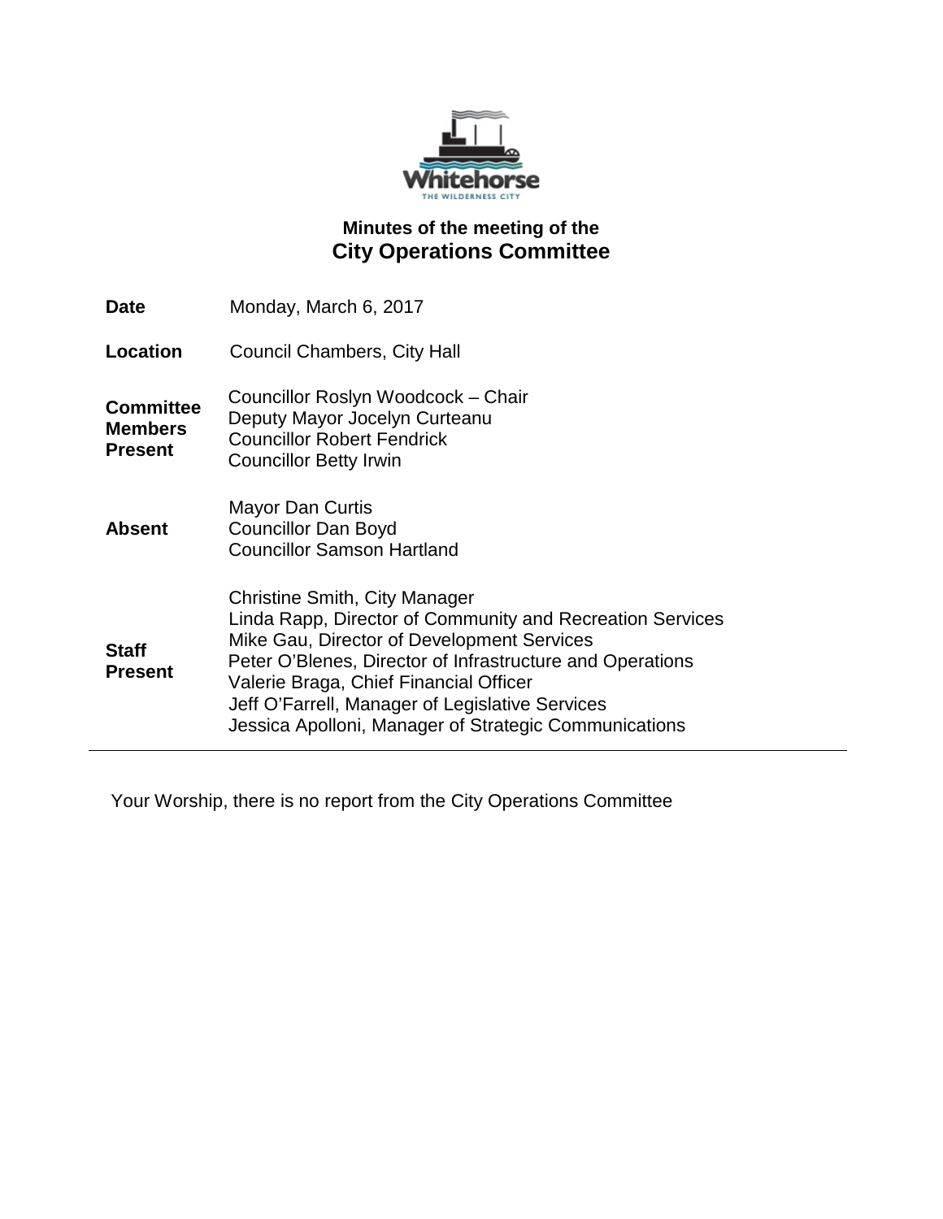Whitehorse

THE WILDERNESS CITY

## Minutes of the meeting of the
# City Operations Committee

| | |
|---|---|
| **Date** | Monday, March 6, 2017 |
| **Location** | Council Chambers, City Hall |
| **Committee Members Present** | Councillor Roslyn Woodcock – Chair<br>Deputy Mayor Jocelyn Curteanu<br>Councillor Robert Fendrick<br>Councillor Betty Irwin |
| **Absent** | Mayor Dan Curtis<br>Councillor Dan Boyd<br>Councillor Samson Hartland |
| **Staff Present** | Christine Smith, City Manager<br>Linda Rapp, Director of Community and Recreation Services<br>Mike Gau, Director of Development Services<br>Peter O'Blenes, Director of Infrastructure and Operations<br>Valerie Braga, Chief Financial Officer<br>Jeff O'Farrell, Manager of Legislative Services<br>Jessica Apolloni, Manager of Strategic Communications |

---

Your Worship, there is no report from the City Operations Committee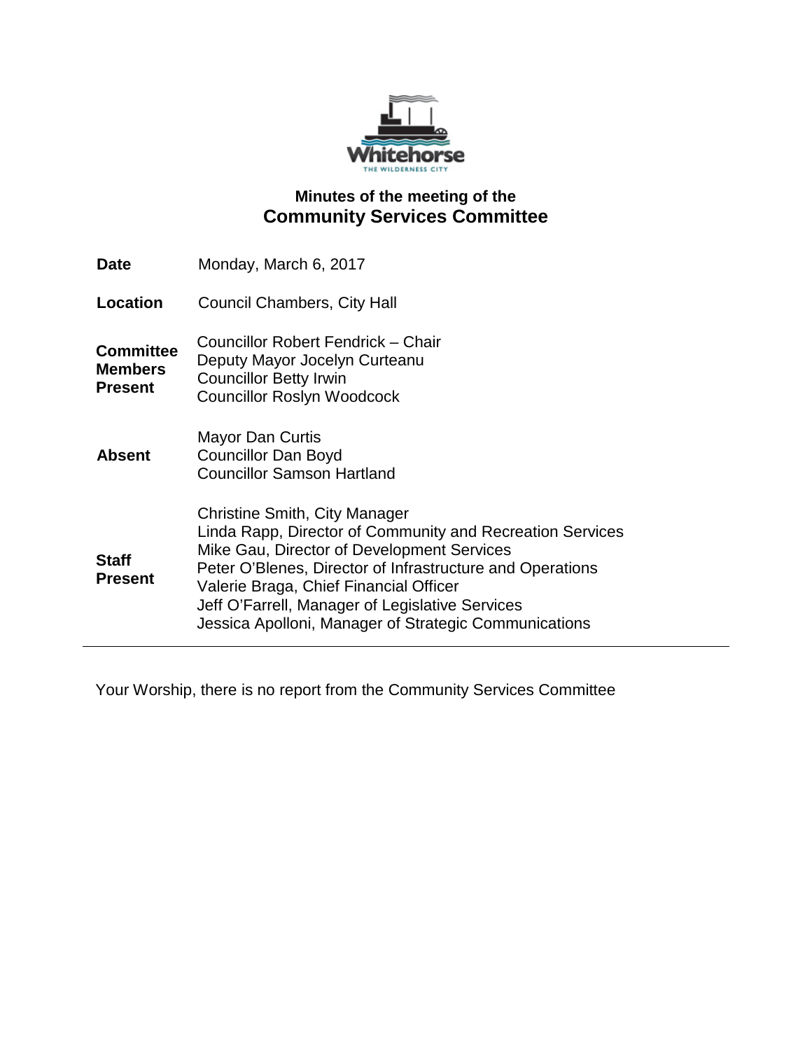## Minutes of the meeting of the

# Community Services Committee

| | |
|---|---|
| **Date** | Monday, March 6, 2017 |
| **Location** | Council Chambers, City Hall |
| **Committee Members Present** | Councillor Robert Fendrick – Chair<br>Deputy Mayor Jocelyn Curteanu<br>Councillor Betty Irwin<br>Councillor Roslyn Woodcock |
| **Absent** | Mayor Dan Curtis<br>Councillor Dan Boyd<br>Councillor Samson Hartland |
| **Staff Present** | Christine Smith, City Manager<br>Linda Rapp, Director of Community and Recreation Services<br>Mike Gau, Director of Development Services<br>Peter O'Blenes, Director of Infrastructure and Operations<br>Valerie Braga, Chief Financial Officer<br>Jeff O'Farrell, Manager of Legislative Services<br>Jessica Apolloni, Manager of Strategic Communications |

---

Your Worship, there is no report from the Community Services Committee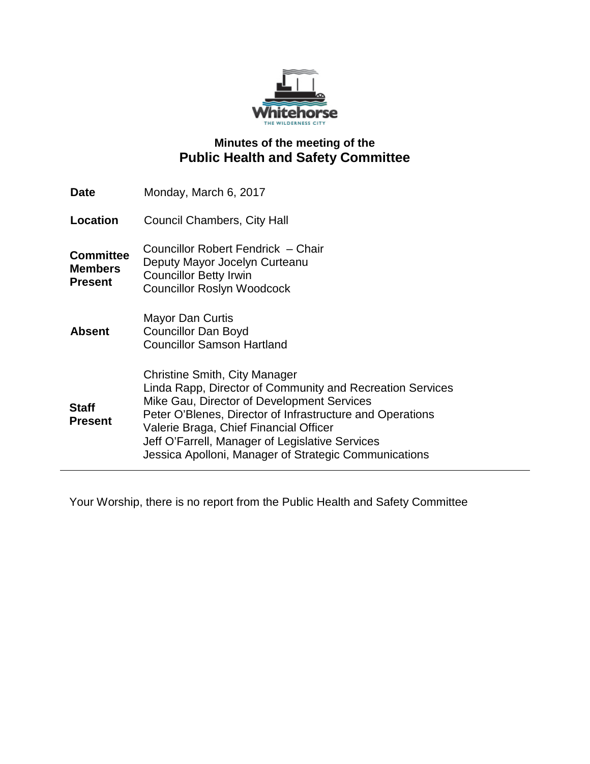Minutes of the meeting of the
# Public Health and Safety Committee

| | |
|---|---|
| **Date** | Monday, March 6, 2017 |
| **Location** | Council Chambers, City Hall |
| **Committee Members Present** | Councillor Robert Fendrick – Chair<br>Deputy Mayor Jocelyn Curteanu<br>Councillor Betty Irwin<br>Councillor Roslyn Woodcock |
| **Absent** | Mayor Dan Curtis<br>Councillor Dan Boyd<br>Councillor Samson Hartland |
| **Staff Present** | Christine Smith, City Manager<br>Linda Rapp, Director of Community and Recreation Services<br>Mike Gau, Director of Development Services<br>Peter O'Blenes, Director of Infrastructure and Operations<br>Valerie Braga, Chief Financial Officer<br>Jeff O'Farrell, Manager of Legislative Services<br>Jessica Apolloni, Manager of Strategic Communications |

Your Worship, there is no report from the Public Health and Safety Committee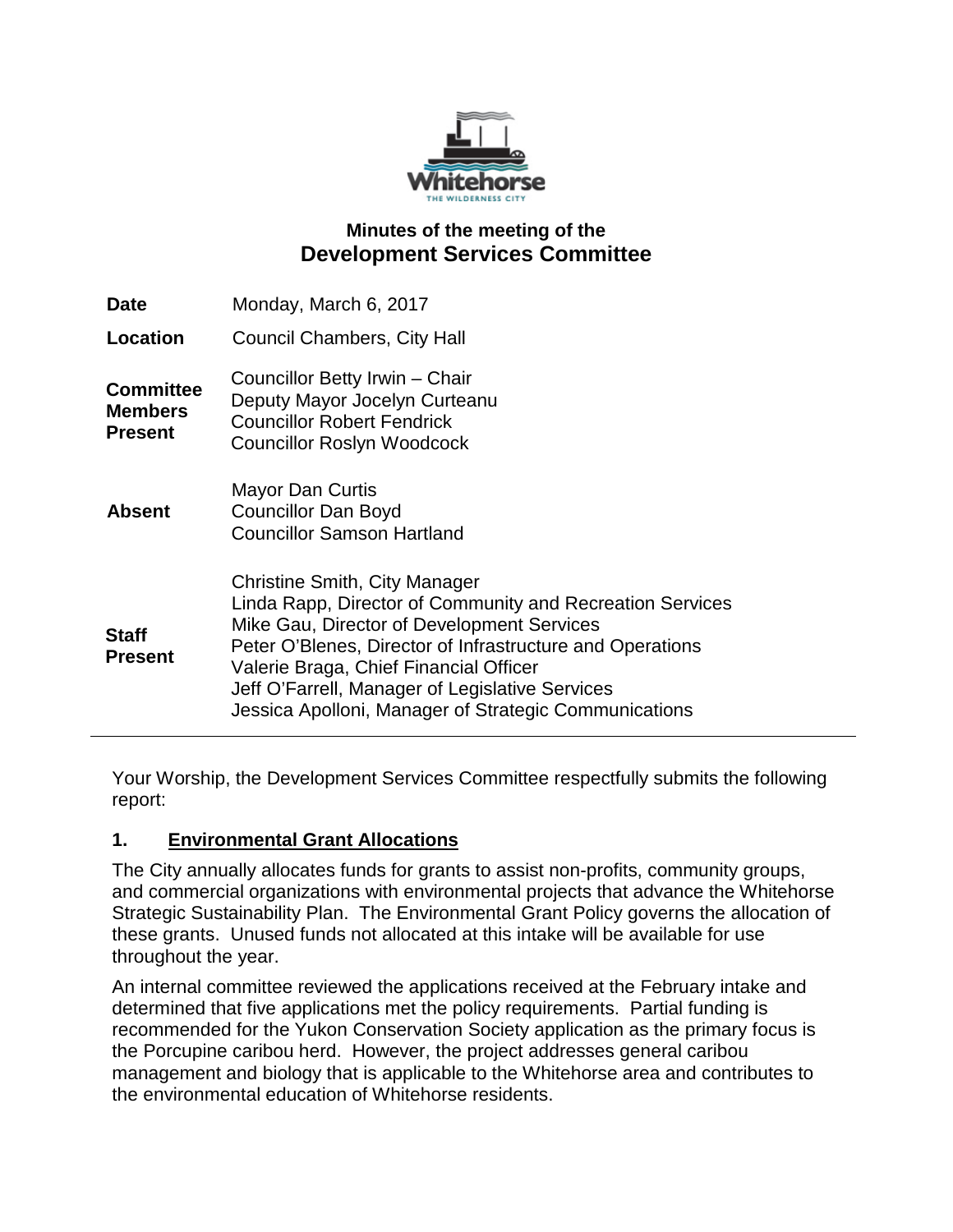# Minutes of the meeting of the
## Development Services Committee

| | |
|---|---|
| **Date** | Monday, March 6, 2017 |
| **Location** | Council Chambers, City Hall |
| **Committee Members Present** | Councillor Betty Irwin – Chair<br>Deputy Mayor Jocelyn Curteanu<br>Councillor Robert Fendrick<br>Councillor Roslyn Woodcock |
| **Absent** | Mayor Dan Curtis<br>Councillor Dan Boyd<br>Councillor Samson Hartland |
| **Staff Present** | Christine Smith, City Manager<br>Linda Rapp, Director of Community and Recreation Services<br>Mike Gau, Director of Development Services<br>Peter O'Blenes, Director of Infrastructure and Operations<br>Valerie Braga, Chief Financial Officer<br>Jeff O'Farrell, Manager of Legislative Services<br>Jessica Apolloni, Manager of Strategic Communications |

Your Worship, the Development Services Committee respectfully submits the following report:

### 1. Environmental Grant Allocations

The City annually allocates funds for grants to assist non-profits, community groups, and commercial organizations with environmental projects that advance the Whitehorse Strategic Sustainability Plan. The Environmental Grant Policy governs the allocation of these grants. Unused funds not allocated at this intake will be available for use throughout the year.

An internal committee reviewed the applications received at the February intake and determined that five applications met the policy requirements. Partial funding is recommended for the Yukon Conservation Society application as the primary focus is the Porcupine caribou herd. However, the project addresses general caribou management and biology that is applicable to the Whitehorse area and contributes to the environmental education of Whitehorse residents.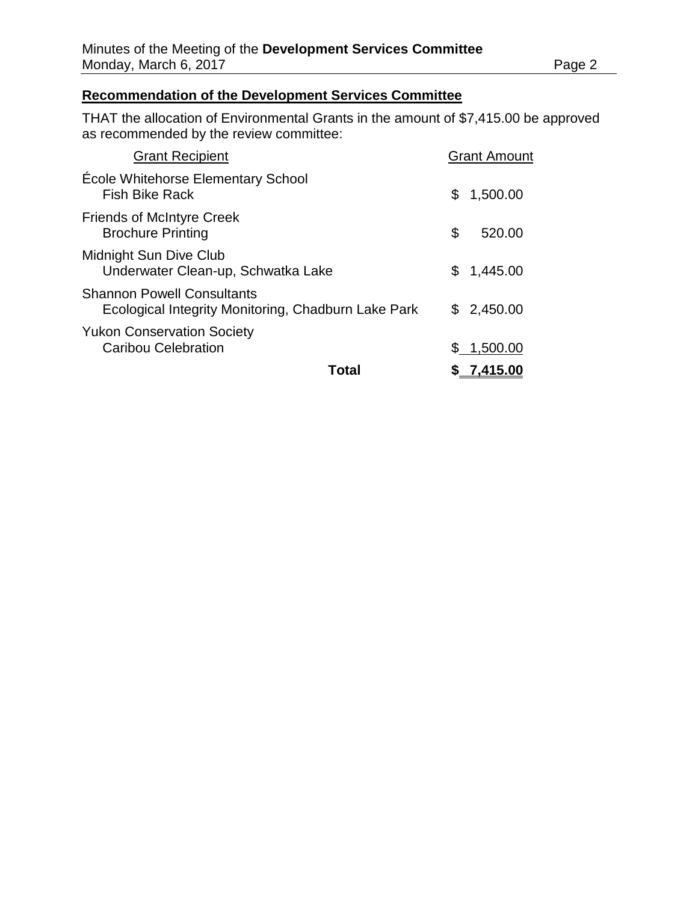## Recommendation of the Development Services Committee

THAT the allocation of Environmental Grants in the amount of $7,415.00 be approved as recommended by the review committee:

| Grant Recipient | Grant Amount |
|---|---|
| École Whitehorse Elementary School<br>Fish Bike Rack | $ 1,500.00 |
| Friends of McIntyre Creek<br>Brochure Printing | $ 520.00 |
| Midnight Sun Dive Club<br>Underwater Clean-up, Schwatka Lake | $ 1,445.00 |
| Shannon Powell Consultants<br>Ecological Integrity Monitoring, Chadburn Lake Park | $ 2,450.00 |
| Yukon Conservation Society<br>Caribou Celebration | $ 1,500.00 |
| **Total** | **$ 7,415.00** |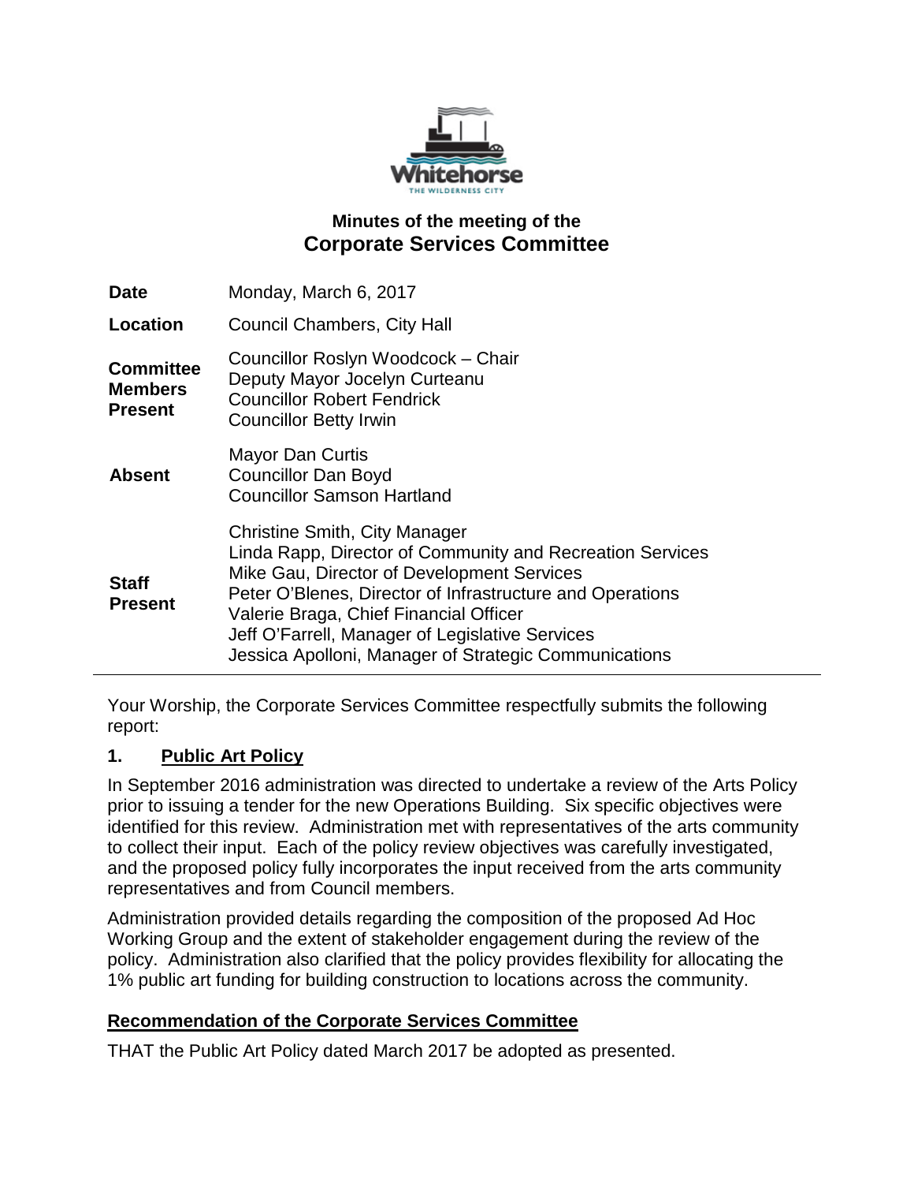## Minutes of the meeting of the
# Corporate Services Committee

| | |
|---|---|
| **Date** | Monday, March 6, 2017 |
| **Location** | Council Chambers, City Hall |
| **Committee Members Present** | Councillor Roslyn Woodcock – Chair<br>Deputy Mayor Jocelyn Curteanu<br>Councillor Robert Fendrick<br>Councillor Betty Irwin |
| **Absent** | Mayor Dan Curtis<br>Councillor Dan Boyd<br>Councillor Samson Hartland |
| **Staff Present** | Christine Smith, City Manager<br>Linda Rapp, Director of Community and Recreation Services<br>Mike Gau, Director of Development Services<br>Peter O'Blenes, Director of Infrastructure and Operations<br>Valerie Braga, Chief Financial Officer<br>Jeff O'Farrell, Manager of Legislative Services<br>Jessica Apolloni, Manager of Strategic Communications |

Your Worship, the Corporate Services Committee respectfully submits the following report:

## 1. Public Art Policy

In September 2016 administration was directed to undertake a review of the Arts Policy prior to issuing a tender for the new Operations Building. Six specific objectives were identified for this review. Administration met with representatives of the arts community to collect their input. Each of the policy review objectives was carefully investigated, and the proposed policy fully incorporates the input received from the arts community representatives and from Council members.

Administration provided details regarding the composition of the proposed Ad Hoc Working Group and the extent of stakeholder engagement during the review of the policy. Administration also clarified that the policy provides flexibility for allocating the 1% public art funding for building construction to locations across the community.

### Recommendation of the Corporate Services Committee

THAT the Public Art Policy dated March 2017 be adopted as presented.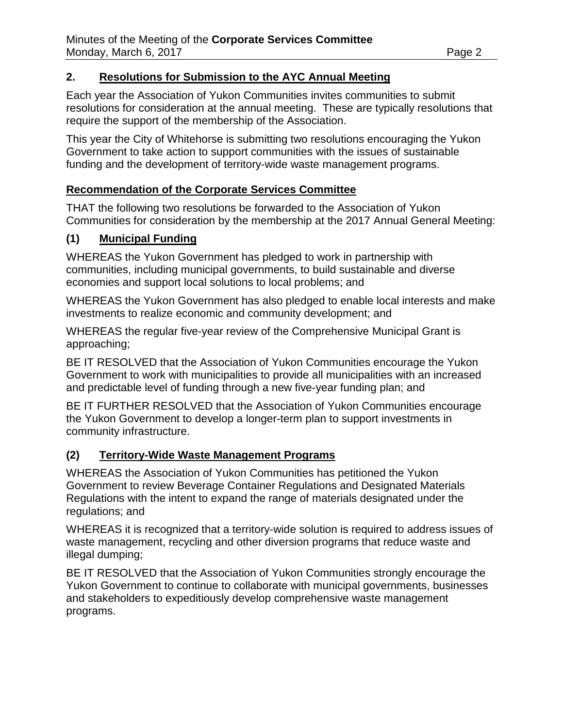## 2. Resolutions for Submission to the AYC Annual Meeting

Each year the Association of Yukon Communities invites communities to submit resolutions for consideration at the annual meeting. These are typically resolutions that require the support of the membership of the Association.

This year the City of Whitehorse is submitting two resolutions encouraging the Yukon Government to take action to support communities with the issues of sustainable funding and the development of territory-wide waste management programs.

### Recommendation of the Corporate Services Committee

THAT the following two resolutions be forwarded to the Association of Yukon Communities for consideration by the membership at the 2017 Annual General Meeting:

### (1) Municipal Funding

WHEREAS the Yukon Government has pledged to work in partnership with communities, including municipal governments, to build sustainable and diverse economies and support local solutions to local problems; and

WHEREAS the Yukon Government has also pledged to enable local interests and make investments to realize economic and community development; and

WHEREAS the regular five-year review of the Comprehensive Municipal Grant is approaching;

BE IT RESOLVED that the Association of Yukon Communities encourage the Yukon Government to work with municipalities to provide all municipalities with an increased and predictable level of funding through a new five-year funding plan; and

BE IT FURTHER RESOLVED that the Association of Yukon Communities encourage the Yukon Government to develop a longer-term plan to support investments in community infrastructure.

### (2) Territory-Wide Waste Management Programs

WHEREAS the Association of Yukon Communities has petitioned the Yukon Government to review Beverage Container Regulations and Designated Materials Regulations with the intent to expand the range of materials designated under the regulations; and

WHEREAS it is recognized that a territory-wide solution is required to address issues of waste management, recycling and other diversion programs that reduce waste and illegal dumping;

BE IT RESOLVED that the Association of Yukon Communities strongly encourage the Yukon Government to continue to collaborate with municipal governments, businesses and stakeholders to expeditiously develop comprehensive waste management programs.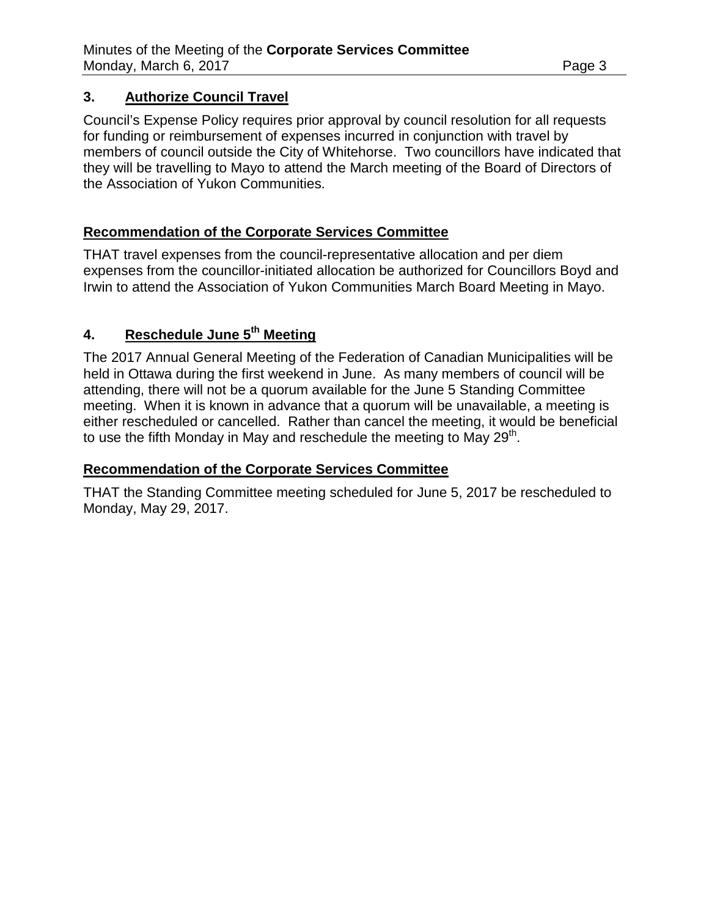## 3. Authorize Council Travel

Council's Expense Policy requires prior approval by council resolution for all requests for funding or reimbursement of expenses incurred in conjunction with travel by members of council outside the City of Whitehorse. Two councillors have indicated that they will be travelling to Mayo to attend the March meeting of the Board of Directors of the Association of Yukon Communities.

### Recommendation of the Corporate Services Committee

THAT travel expenses from the council-representative allocation and per diem expenses from the councillor-initiated allocation be authorized for Councillors Boyd and Irwin to attend the Association of Yukon Communities March Board Meeting in Mayo.

## 4. Reschedule June 5th Meeting

The 2017 Annual General Meeting of the Federation of Canadian Municipalities will be held in Ottawa during the first weekend in June. As many members of council will be attending, there will not be a quorum available for the June 5 Standing Committee meeting. When it is known in advance that a quorum will be unavailable, a meeting is either rescheduled or cancelled. Rather than cancel the meeting, it would be beneficial to use the fifth Monday in May and reschedule the meeting to May 29th.

### Recommendation of the Corporate Services Committee

THAT the Standing Committee meeting scheduled for June 5, 2017 be rescheduled to Monday, May 29, 2017.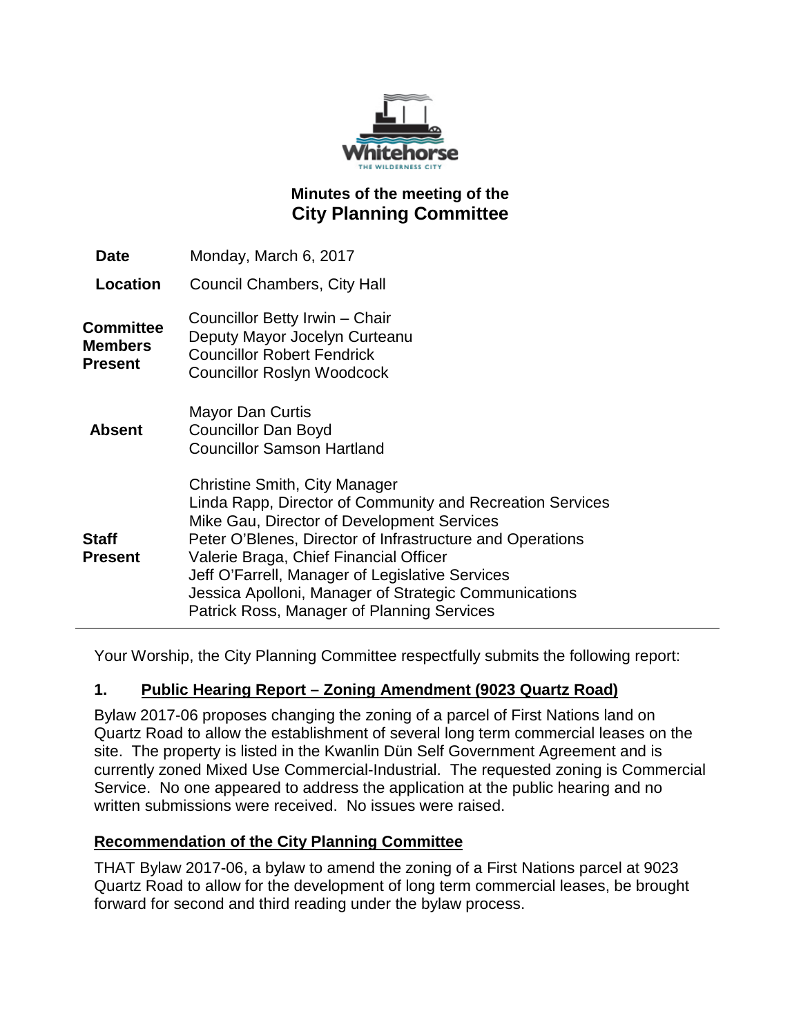# Minutes of the meeting of the
## City Planning Committee

| | |
|---|---|
| **Date** | Monday, March 6, 2017 |
| **Location** | Council Chambers, City Hall |
| **Committee Members Present** | Councillor Betty Irwin – Chair<br>Deputy Mayor Jocelyn Curteanu<br>Councillor Robert Fendrick<br>Councillor Roslyn Woodcock |
| **Absent** | Mayor Dan Curtis<br>Councillor Dan Boyd<br>Councillor Samson Hartland |
| **Staff Present** | Christine Smith, City Manager<br>Linda Rapp, Director of Community and Recreation Services<br>Mike Gau, Director of Development Services<br>Peter O'Blenes, Director of Infrastructure and Operations<br>Valerie Braga, Chief Financial Officer<br>Jeff O'Farrell, Manager of Legislative Services<br>Jessica Apolloni, Manager of Strategic Communications<br>Patrick Ross, Manager of Planning Services |

Your Worship, the City Planning Committee respectfully submits the following report:

### 1. Public Hearing Report – Zoning Amendment (9023 Quartz Road)

Bylaw 2017-06 proposes changing the zoning of a parcel of First Nations land on Quartz Road to allow the establishment of several long term commercial leases on the site. The property is listed in the Kwanlin Dün Self Government Agreement and is currently zoned Mixed Use Commercial-Industrial. The requested zoning is Commercial Service. No one appeared to address the application at the public hearing and no written submissions were received. No issues were raised.

**Recommendation of the City Planning Committee**

THAT Bylaw 2017-06, a bylaw to amend the zoning of a First Nations parcel at 9023 Quartz Road to allow for the development of long term commercial leases, be brought forward for second and third reading under the bylaw process.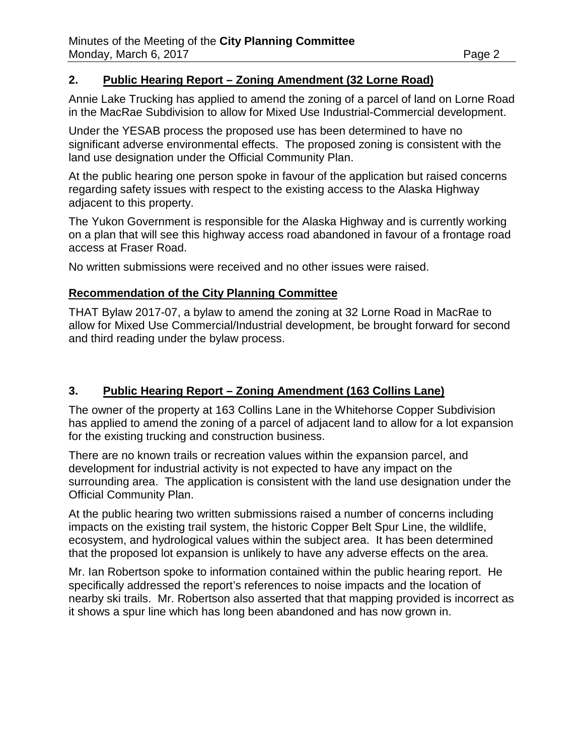## 2. Public Hearing Report – Zoning Amendment (32 Lorne Road)

Annie Lake Trucking has applied to amend the zoning of a parcel of land on Lorne Road in the MacRae Subdivision to allow for Mixed Use Industrial-Commercial development.

Under the YESAB process the proposed use has been determined to have no significant adverse environmental effects. The proposed zoning is consistent with the land use designation under the Official Community Plan.

At the public hearing one person spoke in favour of the application but raised concerns regarding safety issues with respect to the existing access to the Alaska Highway adjacent to this property.

The Yukon Government is responsible for the Alaska Highway and is currently working on a plan that will see this highway access road abandoned in favour of a frontage road access at Fraser Road.

No written submissions were received and no other issues were raised.

### Recommendation of the City Planning Committee

THAT Bylaw 2017-07, a bylaw to amend the zoning at 32 Lorne Road in MacRae to allow for Mixed Use Commercial/Industrial development, be brought forward for second and third reading under the bylaw process.

## 3. Public Hearing Report – Zoning Amendment (163 Collins Lane)

The owner of the property at 163 Collins Lane in the Whitehorse Copper Subdivision has applied to amend the zoning of a parcel of adjacent land to allow for a lot expansion for the existing trucking and construction business.

There are no known trails or recreation values within the expansion parcel, and development for industrial activity is not expected to have any impact on the surrounding area. The application is consistent with the land use designation under the Official Community Plan.

At the public hearing two written submissions raised a number of concerns including impacts on the existing trail system, the historic Copper Belt Spur Line, the wildlife, ecosystem, and hydrological values within the subject area. It has been determined that the proposed lot expansion is unlikely to have any adverse effects on the area.

Mr. Ian Robertson spoke to information contained within the public hearing report. He specifically addressed the report's references to noise impacts and the location of nearby ski trails. Mr. Robertson also asserted that that mapping provided is incorrect as it shows a spur line which has long been abandoned and has now grown in.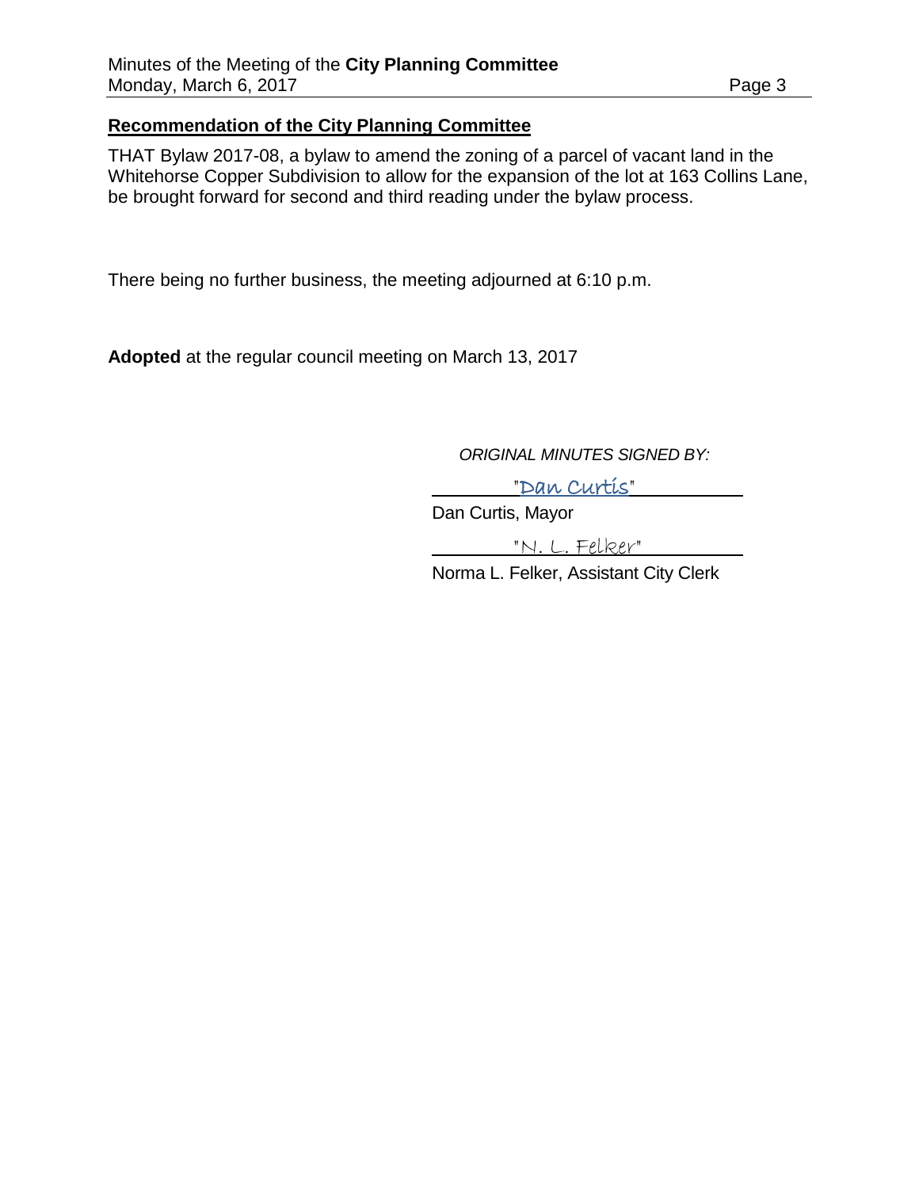## Recommendation of the City Planning Committee

THAT Bylaw 2017-08, a bylaw to amend the zoning of a parcel of vacant land in the Whitehorse Copper Subdivision to allow for the expansion of the lot at 163 Collins Lane, be brought forward for second and third reading under the bylaw process.

There being no further business, the meeting adjourned at 6:10 p.m.

**Adopted** at the regular council meeting on March 13, 2017

*ORIGINAL MINUTES SIGNED BY:*

"Dan Curtis"

Dan Curtis, Mayor

"N. L. Felker"

Norma L. Felker, Assistant City Clerk